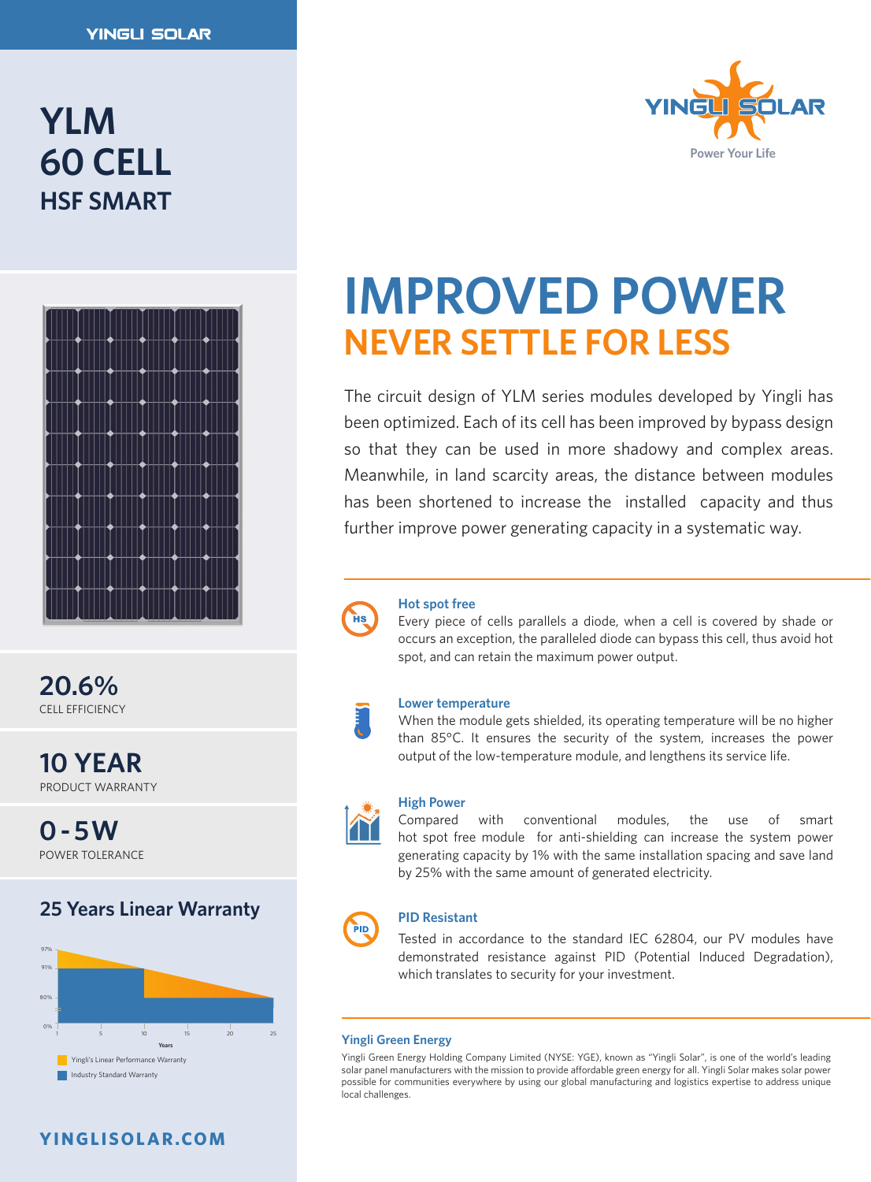YINGLI SOLAR

# YLM 60 CELL HSF SMART

YINGLI SOLAR
Power Your Life

**20.6%**
CELL EFFICIENCY

**10 YEAR**
PRODUCT WARRANTY

**0 - 5W**
POWER TOLERANCE

## 25 Years Linear Warranty

- Yingli's Linear Performance Warranty
- Industry Standard Warranty

# IMPROVED POWER

## NEVER SETTLE FOR LESS

The circuit design of YLM series modules developed by Yingli has been optimized. Each of its cell has been improved by bypass design so that they can be used in more shadowy and complex areas. Meanwhile, in land scarcity areas, the distance between modules has been shortened to increase the installed capacity and thus further improve power generating capacity in a systematic way.

### Hot spot free

Every piece of cells parallels a diode, when a cell is covered by shade or occurs an exception, the paralleled diode can bypass this cell, thus avoid hot spot, and can retain the maximum power output.

### Lower temperature

When the module gets shielded, its operating temperature will be no higher than 85°C. It ensures the security of the system, increases the power output of the low-temperature module, and lengthens its service life.

### High Power

Compared with conventional modules, the use of smart hot spot free module for anti-shielding can increase the system power generating capacity by 1% with the same installation spacing and save land by 25% with the same amount of generated electricity.

### PID Resistant

Tested in accordance to the standard IEC 62804, our PV modules have demonstrated resistance against PID (Potential Induced Degradation), which translates to security for your investment.

### Yingli Green Energy

Yingli Green Energy Holding Company Limited (NYSE: YGE), known as "Yingli Solar", is one of the world's leading solar panel manufacturers with the mission to provide affordable green energy for all. Yingli Solar makes solar power possible for communities everywhere by using our global manufacturing and logistics expertise to address unique local challenges.

**YINGLISOLAR.COM**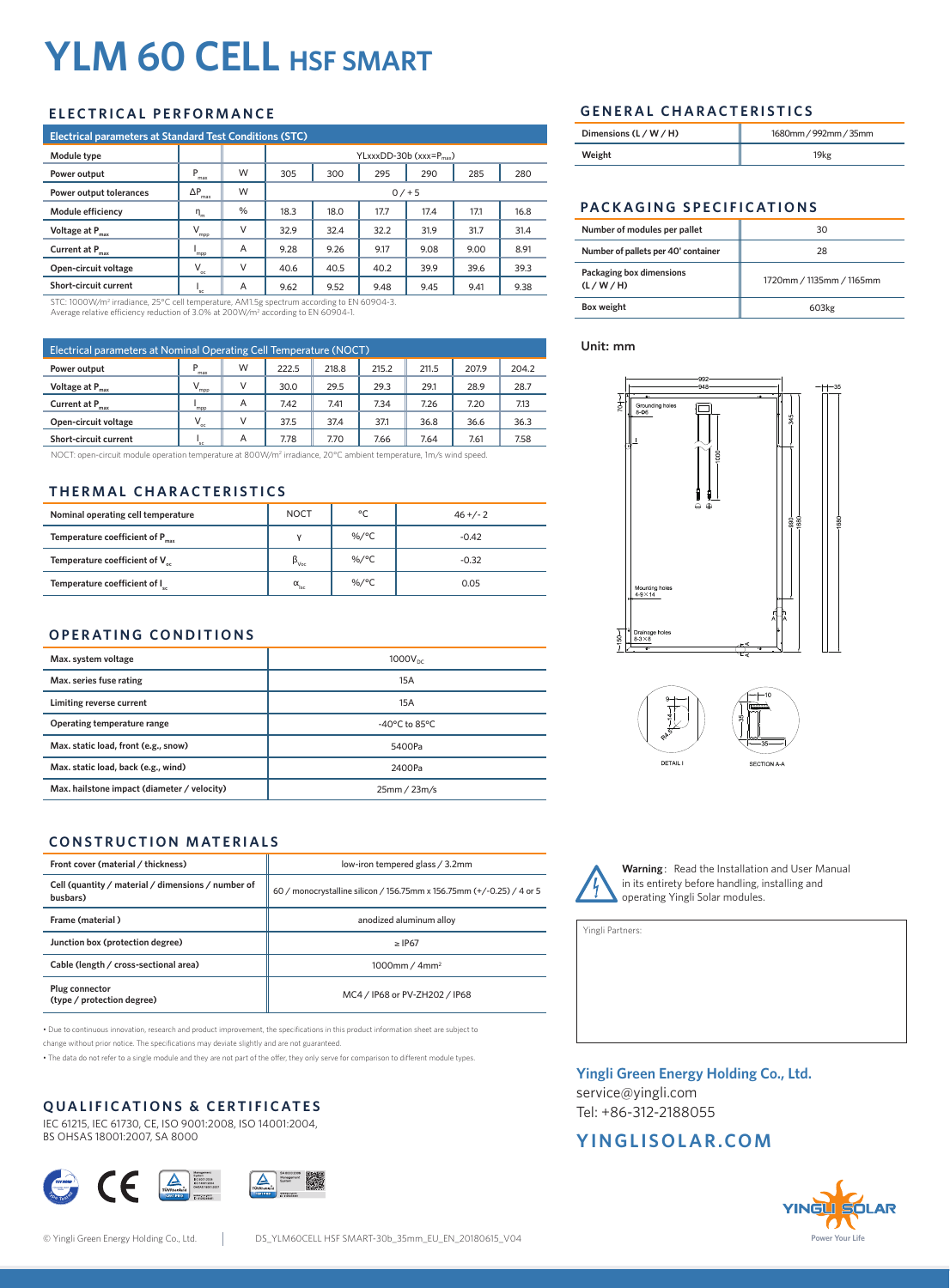# YLM 60 CELL HSF SMART

## ELECTRICAL PERFORMANCE

| Electrical parameters at Standard Test Conditions (STC) | | | | | | | | |
|---|---|---|---|---|---|---|---|---|
| Module type | | | YLxxxDD-30b (xxx=$P_{max}$) | | | | | |
| Power output | $P_{max}$ | W | 305 | 300 | 295 | 290 | 285 | 280 |
| Power output tolerances | $\Delta P_{max}$ | W | 0 / + 5 | | | | | |
| Module efficiency | $\eta_m$ | % | 18.3 | 18.0 | 17.7 | 17.4 | 17.1 | 16.8 |
| Voltage at $P_{max}$ | $V_{mpp}$ | V | 32.9 | 32.4 | 32.2 | 31.9 | 31.7 | 31.4 |
| Current at $P_{max}$ | $I_{mpp}$ | A | 9.28 | 9.26 | 9.17 | 9.08 | 9.00 | 8.91 |
| Open-circuit voltage | $V_{oc}$ | V | 40.6 | 40.5 | 40.2 | 39.9 | 39.6 | 39.3 |
| Short-circuit current | $I_{sc}$ | A | 9.62 | 9.52 | 9.48 | 9.45 | 9.41 | 9.38 |

STC: 1000W/m² irradiance, 25°C cell temperature, AM1.5g spectrum according to EN 60904-3.
Average relative efficiency reduction of 3.0% at 200W/m² according to EN 60904-1.

| Electrical parameters at Nominal Operating Cell Temperature (NOCT) | | | | | | | | |
|---|---|---|---|---|---|---|---|---|
| Power output | $P_{max}$ | W | 222.5 | 218.8 | 215.2 | 211.5 | 207.9 | 204.2 |
| Voltage at $P_{max}$ | $V_{mpp}$ | V | 30.0 | 29.5 | 29.3 | 29.1 | 28.9 | 28.7 |
| Current at $P_{max}$ | $I_{mpp}$ | A | 7.42 | 7.41 | 7.34 | 7.26 | 7.20 | 7.13 |
| Open-circuit voltage | $V_{oc}$ | V | 37.5 | 37.4 | 37.1 | 36.8 | 36.6 | 36.3 |
| Short-circuit current | $I_{sc}$ | A | 7.78 | 7.70 | 7.66 | 7.64 | 7.61 | 7.58 |

NOCT: open-circuit module operation temperature at 800W/m² irradiance, 20°C ambient temperature, 1m/s wind speed.

## THERMAL CHARACTERISTICS

| | | | |
|---|---|---|---|
| Nominal operating cell temperature | NOCT | °C | 46 +/- 2 |
| Temperature coefficient of $P_{max}$ | $\gamma$ | %/°C | -0.42 |
| Temperature coefficient of $V_{oc}$ | $\beta_{Voc}$ | %/°C | -0.32 |
| Temperature coefficient of $I_{sc}$ | $\alpha_{Isc}$ | %/°C | 0.05 |

## OPERATING CONDITIONS

| | |
|---|---|
| Max. system voltage | $1000V_{DC}$ |
| Max. series fuse rating | 15A |
| Limiting reverse current | 15A |
| Operating temperature range | -40°C to 85°C |
| Max. static load, front (e.g., snow) | 5400Pa |
| Max. static load, back (e.g., wind) | 2400Pa |
| Max. hailstone impact (diameter / velocity) | 25mm / 23m/s |

## CONSTRUCTION MATERIALS

| | |
|---|---|
| Front cover (material / thickness) | low-iron tempered glass / 3.2mm |
| Cell (quantity / material / dimensions / number of busbars) | 60 / monocrystalline silicon / 156.75mm x 156.75mm (+/-0.25) / 4 or 5 |
| Frame (material ) | anodized aluminum alloy |
| Junction box (protection degree) | ≥ IP67 |
| Cable (length / cross-sectional area) | 1000mm / 4mm² |
| Plug connector (type / protection degree) | MC4 / IP68 or PV-ZH202 / IP68 |

- Due to continuous innovation, research and product improvement, the specifications in this product information sheet are subject to change without prior notice. The specifications may deviate slightly and are not guaranteed.
- The data do not refer to a single module and they are not part of the offer, they only serve for comparison to different module types.

## QUALIFICATIONS & CERTIFICATES

IEC 61215, IEC 61730, CE, ISO 9001:2008, ISO 14001:2004, BS OHSAS 18001:2007, SA 8000

## GENERAL CHARACTERISTICS

| | |
|---|---|
| Dimensions (L / W / H) | 1680mm / 992mm / 35mm |
| Weight | 19kg |

## PACKAGING SPECIFICATIONS

| | |
|---|---|
| Number of modules per pallet | 30 |
| Number of pallets per 40' container | 28 |
| Packaging box dimensions (L / W / H) | 1720mm / 1135mm / 1165mm |
| Box weight | 603kg |

Unit: mm

992
948
35
70
Grounding holes 6-Φ6
345
1000
990
1680
1680
Mounting holes 4-9×14
Drainage holes 8-3×8
150
A A
DETAIL I
SECTION A-A
9
14
R4.5
10
35
35

**Warning**: Read the Installation and User Manual in its entirety before handling, installing and operating Yingli Solar modules.

Yingli Partners:

**Yingli Green Energy Holding Co., Ltd.**
service@yingli.com
Tel: +86-312-2188055

**YINGLISOLAR.COM**

YINGLI SOLAR
Power Your Life

© Yingli Green Energy Holding Co., Ltd. DS_YLM60CELL HSF SMART-30b_35mm_EU_EN_20180615_V04